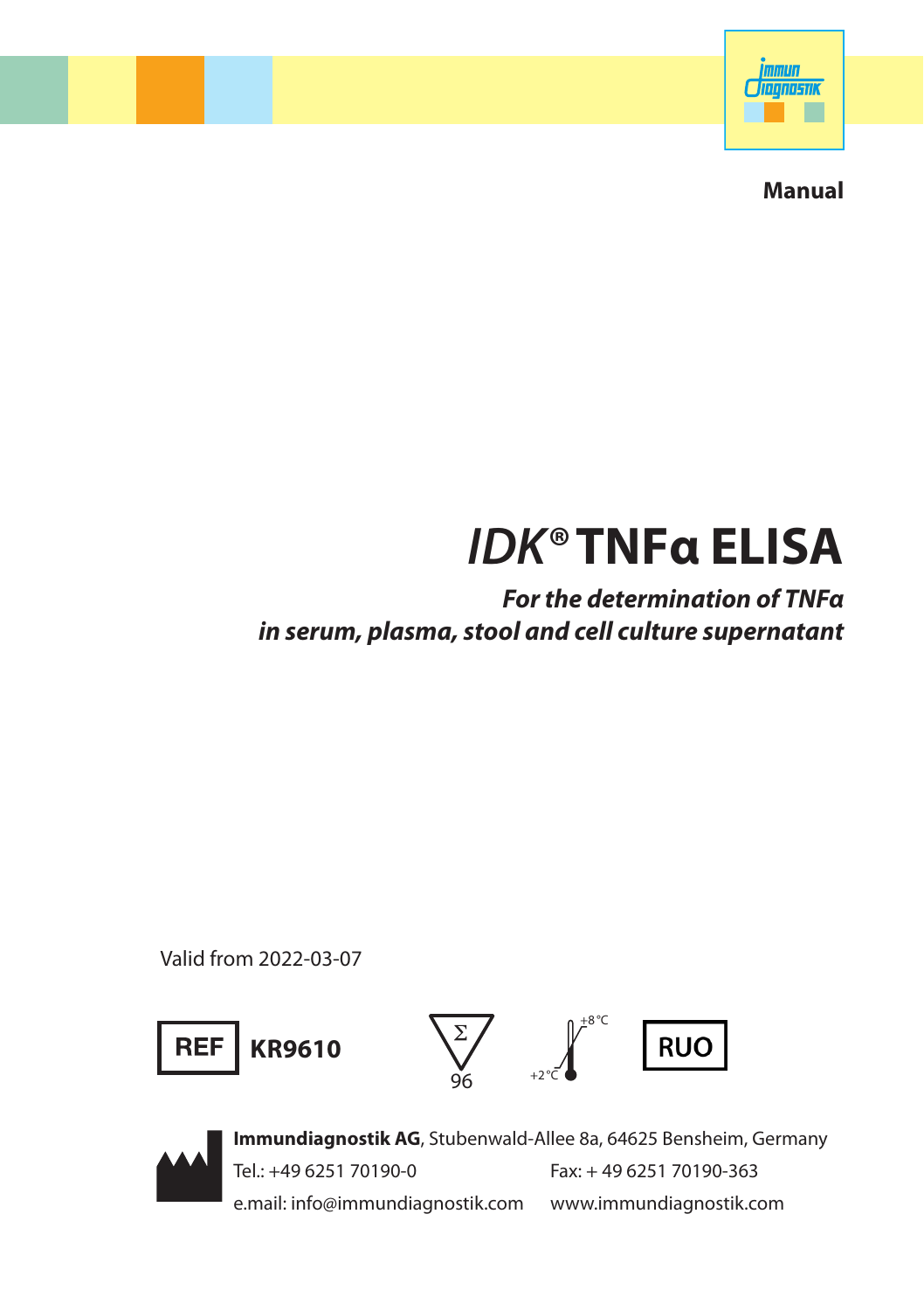**Manual**

# *IDK*® TNFα ELISA

***For the determination of TNFα in serum, plasma, stool and cell culture supernatant***

Valid from 2022-03-07

REF **KR9610**

Σ 96

+2 °C – +8 °C

RUO

**Immundiagnostik AG**, Stubenwald-Allee 8a, 64625 Bensheim, Germany

Tel.: +49 6251 70190-0 Fax: + 49 6251 70190-363

e.mail: info@immundiagnostik.com www.immundiagnostik.com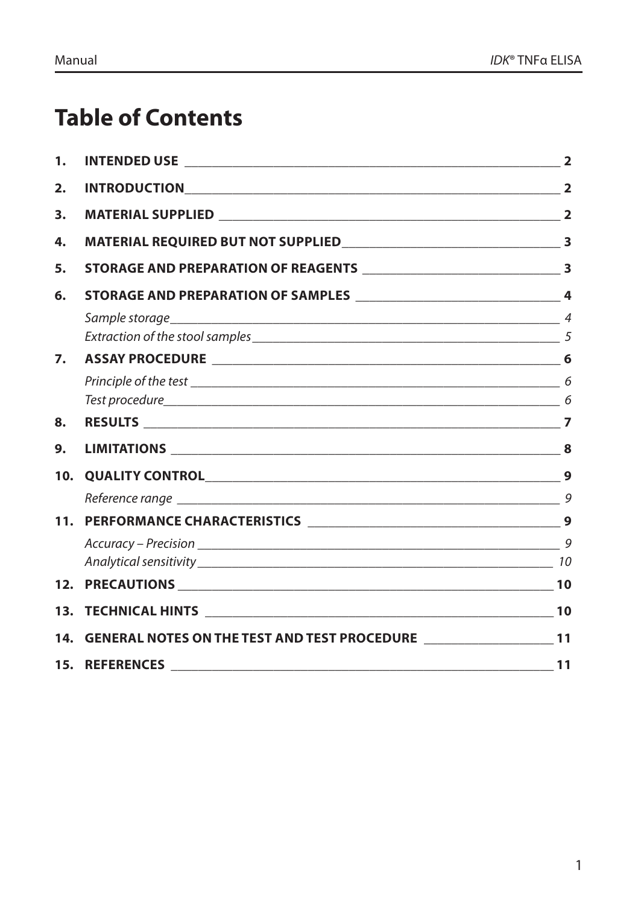# Table of Contents

| | | |
|---|---|---|
| **1.** | **INTENDED USE** | **2** |
| **2.** | **INTRODUCTION** | **2** |
| **3.** | **MATERIAL SUPPLIED** | **2** |
| **4.** | **MATERIAL REQUIRED BUT NOT SUPPLIED** | **3** |
| **5.** | **STORAGE AND PREPARATION OF REAGENTS** | **3** |
| **6.** | **STORAGE AND PREPARATION OF SAMPLES** | **4** |
| | *Sample storage* | *4* |
| | *Extraction of the stool samples* | *5* |
| **7.** | **ASSAY PROCEDURE** | **6** |
| | *Principle of the test* | *6* |
| | *Test procedure* | *6* |
| **8.** | **RESULTS** | **7** |
| **9.** | **LIMITATIONS** | **8** |
| **10.** | **QUALITY CONTROL** | **9** |
| | *Reference range* | *9* |
| **11.** | **PERFORMANCE CHARACTERISTICS** | **9** |
| | *Accuracy – Precision* | *9* |
| | *Analytical sensitivity* | *10* |
| **12.** | **PRECAUTIONS** | **10** |
| **13.** | **TECHNICAL HINTS** | **10** |
| **14.** | **GENERAL NOTES ON THE TEST AND TEST PROCEDURE** | **11** |
| **15.** | **REFERENCES** | **11** |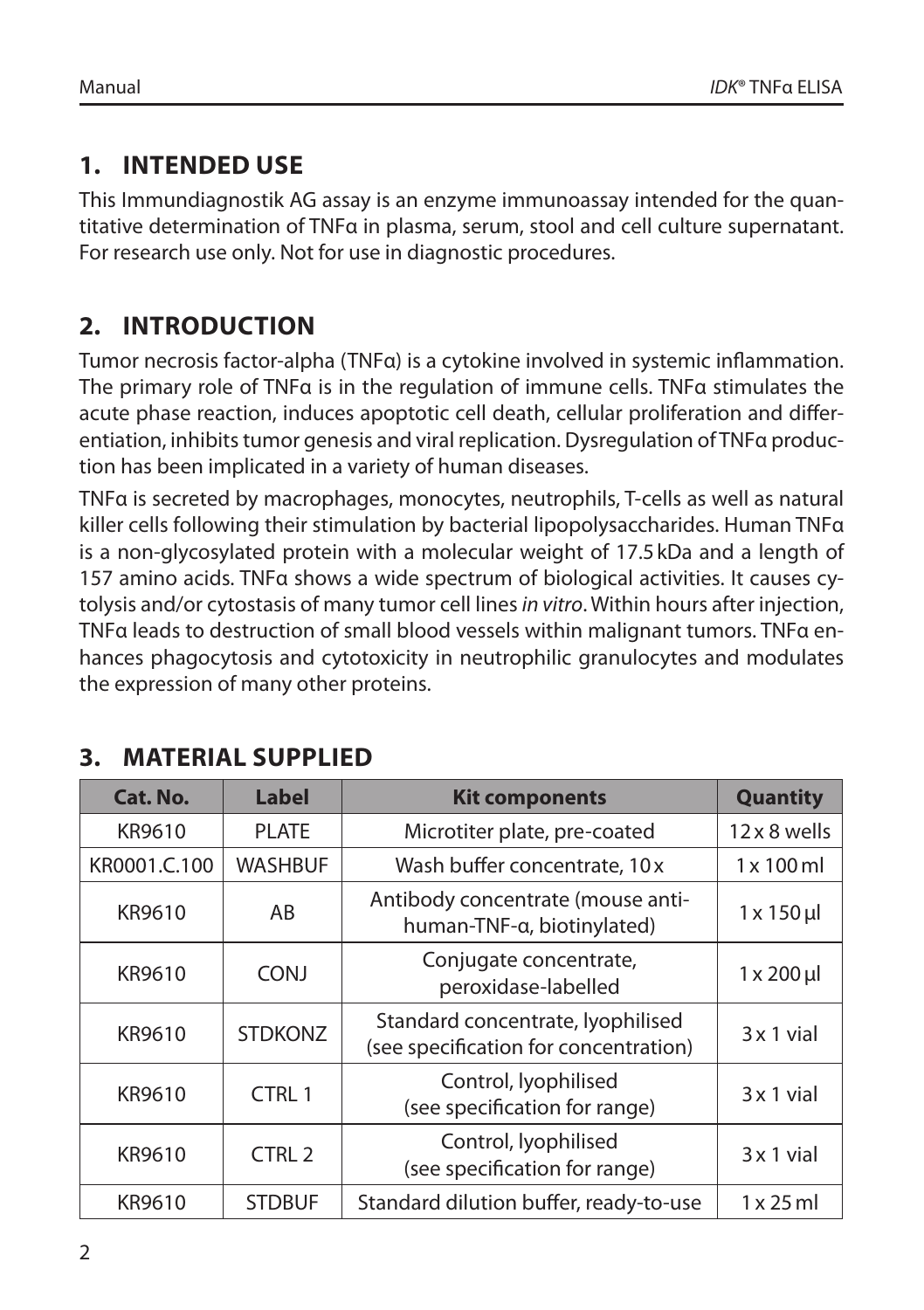## 1. INTENDED USE

This Immundiagnostik AG assay is an enzyme immunoassay intended for the quantitative determination of TNFα in plasma, serum, stool and cell culture supernatant. For research use only. Not for use in diagnostic procedures.

## 2. INTRODUCTION

Tumor necrosis factor-alpha (TNFα) is a cytokine involved in systemic inflammation. The primary role of TNFα is in the regulation of immune cells. TNFα stimulates the acute phase reaction, induces apoptotic cell death, cellular proliferation and differentiation, inhibits tumor genesis and viral replication. Dysregulation of TNFα production has been implicated in a variety of human diseases.

TNFα is secreted by macrophages, monocytes, neutrophils, T-cells as well as natural killer cells following their stimulation by bacterial lipopolysaccharides. Human TNFα is a non-glycosylated protein with a molecular weight of 17.5 kDa and a length of 157 amino acids. TNFα shows a wide spectrum of biological activities. It causes cytolysis and/or cytostasis of many tumor cell lines *in vitro*. Within hours after injection, TNFα leads to destruction of small blood vessels within malignant tumors. TNFα enhances phagocytosis and cytotoxicity in neutrophilic granulocytes and modulates the expression of many other proteins.

## 3. MATERIAL SUPPLIED

| Cat. No. | Label | Kit components | Quantity |
|---|---|---|---|
| KR9610 | PLATE | Microtiter plate, pre-coated | 12 x 8 wells |
| KR0001.C.100 | WASHBUF | Wash buffer concentrate, 10 x | 1 x 100 ml |
| KR9610 | AB | Antibody concentrate (mouse anti-human-TNF-α, biotinylated) | 1 x 150 µl |
| KR9610 | CONJ | Conjugate concentrate, peroxidase-labelled | 1 x 200 µl |
| KR9610 | STDKONZ | Standard concentrate, lyophilised (see specification for concentration) | 3 x 1 vial |
| KR9610 | CTRL 1 | Control, lyophilised (see specification for range) | 3 x 1 vial |
| KR9610 | CTRL 2 | Control, lyophilised (see specification for range) | 3 x 1 vial |
| KR9610 | STDBUF | Standard dilution buffer, ready-to-use | 1 x 25 ml |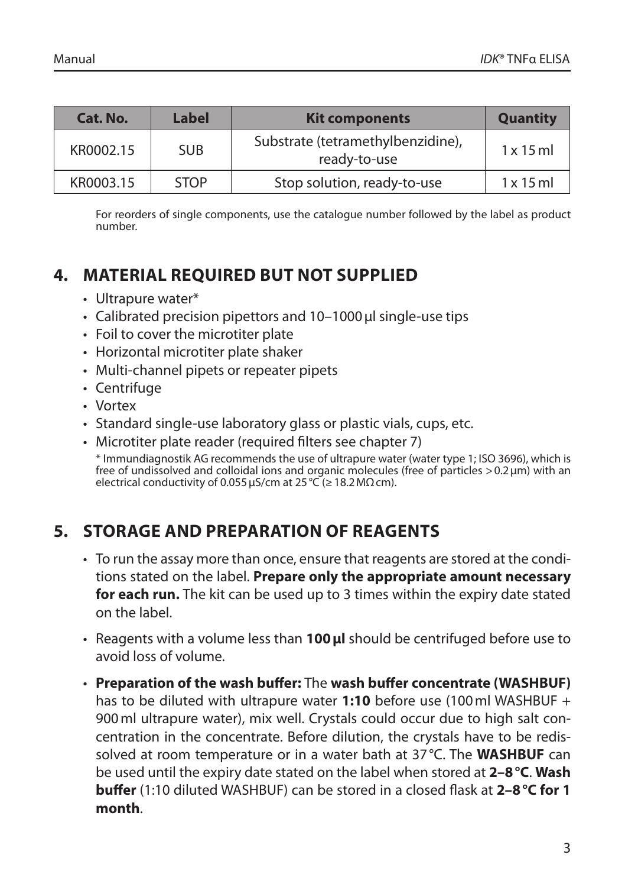| Cat. No. | Label | Kit components | Quantity |
|---|---|---|---|
| KR0002.15 | SUB | Substrate (tetramethylbenzidine), ready-to-use | 1 x 15 ml |
| KR0003.15 | STOP | Stop solution, ready-to-use | 1 x 15 ml |

For reorders of single components, use the catalogue number followed by the label as product number.

## 4. MATERIAL REQUIRED BUT NOT SUPPLIED

- Ultrapure water*
- Calibrated precision pipettors and 10–1000 µl single-use tips
- Foil to cover the microtiter plate
- Horizontal microtiter plate shaker
- Multi-channel pipets or repeater pipets
- Centrifuge
- Vortex
- Standard single-use laboratory glass or plastic vials, cups, etc.
- Microtiter plate reader (required filters see chapter 7)

\* Immundiagnostik AG recommends the use of ultrapure water (water type 1; ISO 3696), which is free of undissolved and colloidal ions and organic molecules (free of particles > 0.2 µm) with an electrical conductivity of 0.055 µS/cm at 25 °C (≥ 18.2 MΩ cm).

## 5. STORAGE AND PREPARATION OF REAGENTS

- To run the assay more than once, ensure that reagents are stored at the conditions stated on the label. **Prepare only the appropriate amount necessary for each run.** The kit can be used up to 3 times within the expiry date stated on the label.
- Reagents with a volume less than **100 µl** should be centrifuged before use to avoid loss of volume.
- **Preparation of the wash buffer:** The **wash buffer concentrate (WASHBUF)** has to be diluted with ultrapure water **1:10** before use (100 ml WASHBUF + 900 ml ultrapure water), mix well. Crystals could occur due to high salt concentration in the concentrate. Before dilution, the crystals have to be redissolved at room temperature or in a water bath at 37 °C. The **WASHBUF** can be used until the expiry date stated on the label when stored at **2–8 °C**. **Wash buffer** (1:10 diluted WASHBUF) can be stored in a closed flask at **2–8 °C for 1 month**.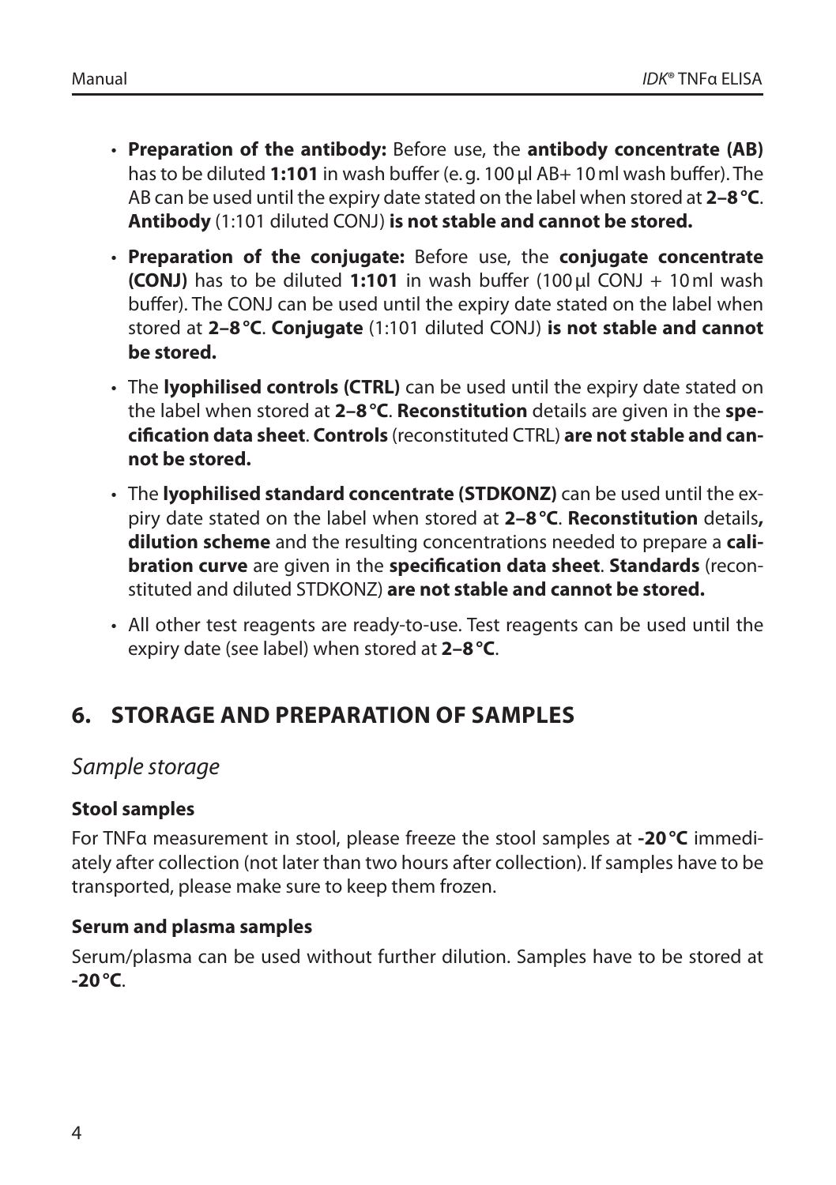- **Preparation of the antibody:** Before use, the **antibody concentrate (AB)** has to be diluted **1:101** in wash buffer (e.g. 100 µl AB+ 10 ml wash buffer). The AB can be used until the expiry date stated on the label when stored at **2–8 °C**. **Antibody** (1:101 diluted CONJ) **is not stable and cannot be stored.**
- **Preparation of the conjugate:** Before use, the **conjugate concentrate (CONJ)** has to be diluted **1:101** in wash buffer (100 µl CONJ + 10 ml wash buffer). The CONJ can be used until the expiry date stated on the label when stored at **2–8 °C**. **Conjugate** (1:101 diluted CONJ) **is not stable and cannot be stored.**
- The **lyophilised controls (CTRL)** can be used until the expiry date stated on the label when stored at **2–8 °C**. **Reconstitution** details are given in the **specification data sheet**. **Controls** (reconstituted CTRL) **are not stable and cannot be stored.**
- The **lyophilised standard concentrate (STDKONZ)** can be used until the expiry date stated on the label when stored at **2–8 °C**. **Reconstitution** details**, dilution scheme** and the resulting concentrations needed to prepare a **calibration curve** are given in the **specification data sheet**. **Standards** (reconstituted and diluted STDKONZ) **are not stable and cannot be stored.**
- All other test reagents are ready-to-use. Test reagents can be used until the expiry date (see label) when stored at **2–8 °C**.

## 6. STORAGE AND PREPARATION OF SAMPLES

### *Sample storage*

#### Stool samples

For TNFα measurement in stool, please freeze the stool samples at **-20 °C** immediately after collection (not later than two hours after collection). If samples have to be transported, please make sure to keep them frozen.

#### Serum and plasma samples

Serum/plasma can be used without further dilution. Samples have to be stored at **-20 °C**.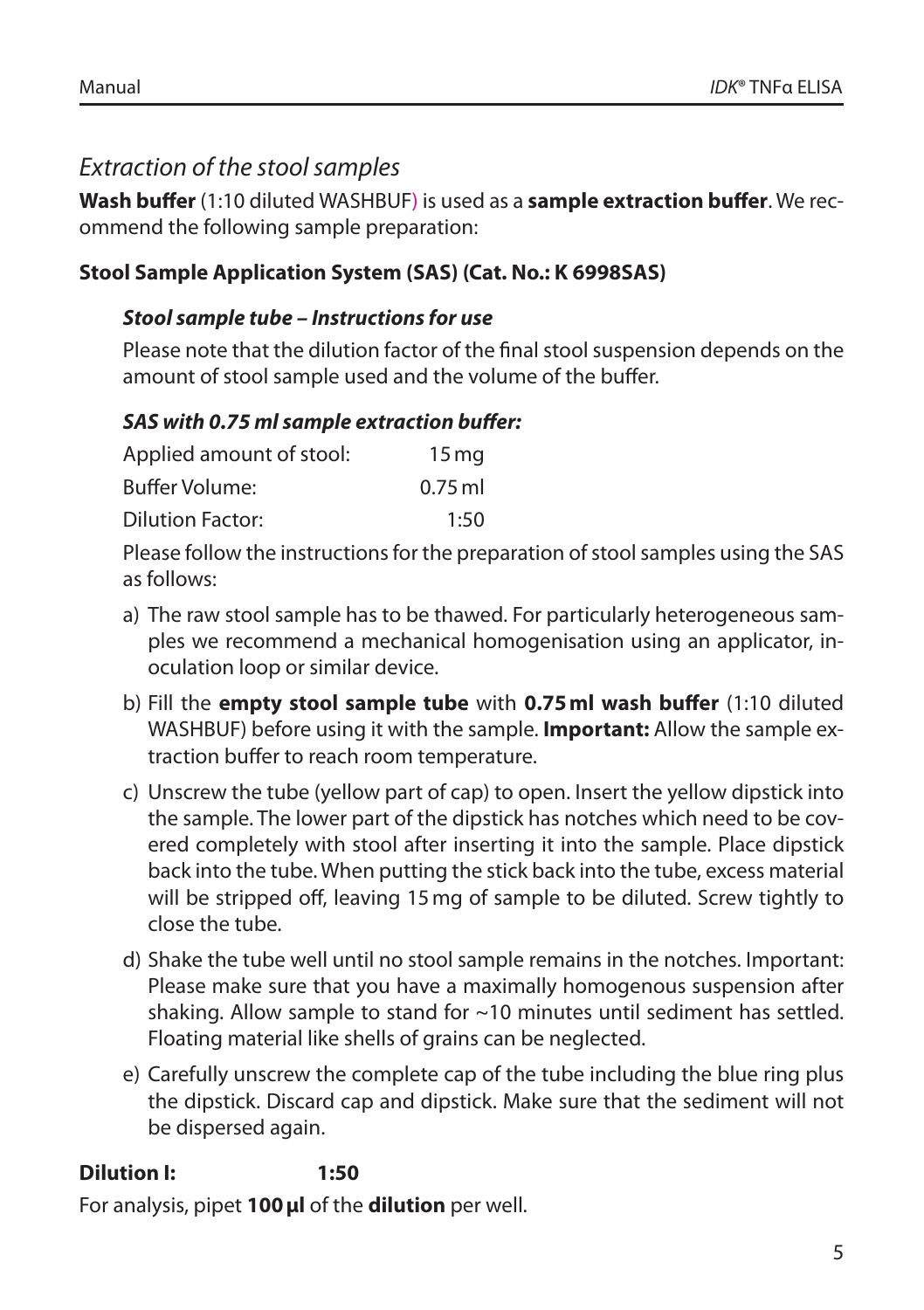## *Extraction of the stool samples*

**Wash buffer** (1:10 diluted WASHBUF) is used as a **sample extraction buffer**. We recommend the following sample preparation:

### Stool Sample Application System (SAS) (Cat. No.: K 6998SAS)

***Stool sample tube – Instructions for use***

Please note that the dilution factor of the final stool suspension depends on the amount of stool sample used and the volume of the buffer.

***SAS with 0.75 ml sample extraction buffer:***

| | |
|---|---|
| Applied amount of stool: | 15 mg |
| Buffer Volume: | 0.75 ml |
| Dilution Factor: | 1:50 |

Please follow the instructions for the preparation of stool samples using the SAS as follows:

a) The raw stool sample has to be thawed. For particularly heterogeneous samples we recommend a mechanical homogenisation using an applicator, inoculation loop or similar device.

b) Fill the **empty stool sample tube** with **0.75 ml wash buffer** (1:10 diluted WASHBUF) before using it with the sample. **Important:** Allow the sample extraction buffer to reach room temperature.

c) Unscrew the tube (yellow part of cap) to open. Insert the yellow dipstick into the sample. The lower part of the dipstick has notches which need to be covered completely with stool after inserting it into the sample. Place dipstick back into the tube. When putting the stick back into the tube, excess material will be stripped off, leaving 15 mg of sample to be diluted. Screw tightly to close the tube.

d) Shake the tube well until no stool sample remains in the notches. Important: Please make sure that you have a maximally homogenous suspension after shaking. Allow sample to stand for ~10 minutes until sediment has settled. Floating material like shells of grains can be neglected.

e) Carefully unscrew the complete cap of the tube including the blue ring plus the dipstick. Discard cap and dipstick. Make sure that the sediment will not be dispersed again.

**Dilution I: 1:50**

For analysis, pipet **100 µl** of the **dilution** per well.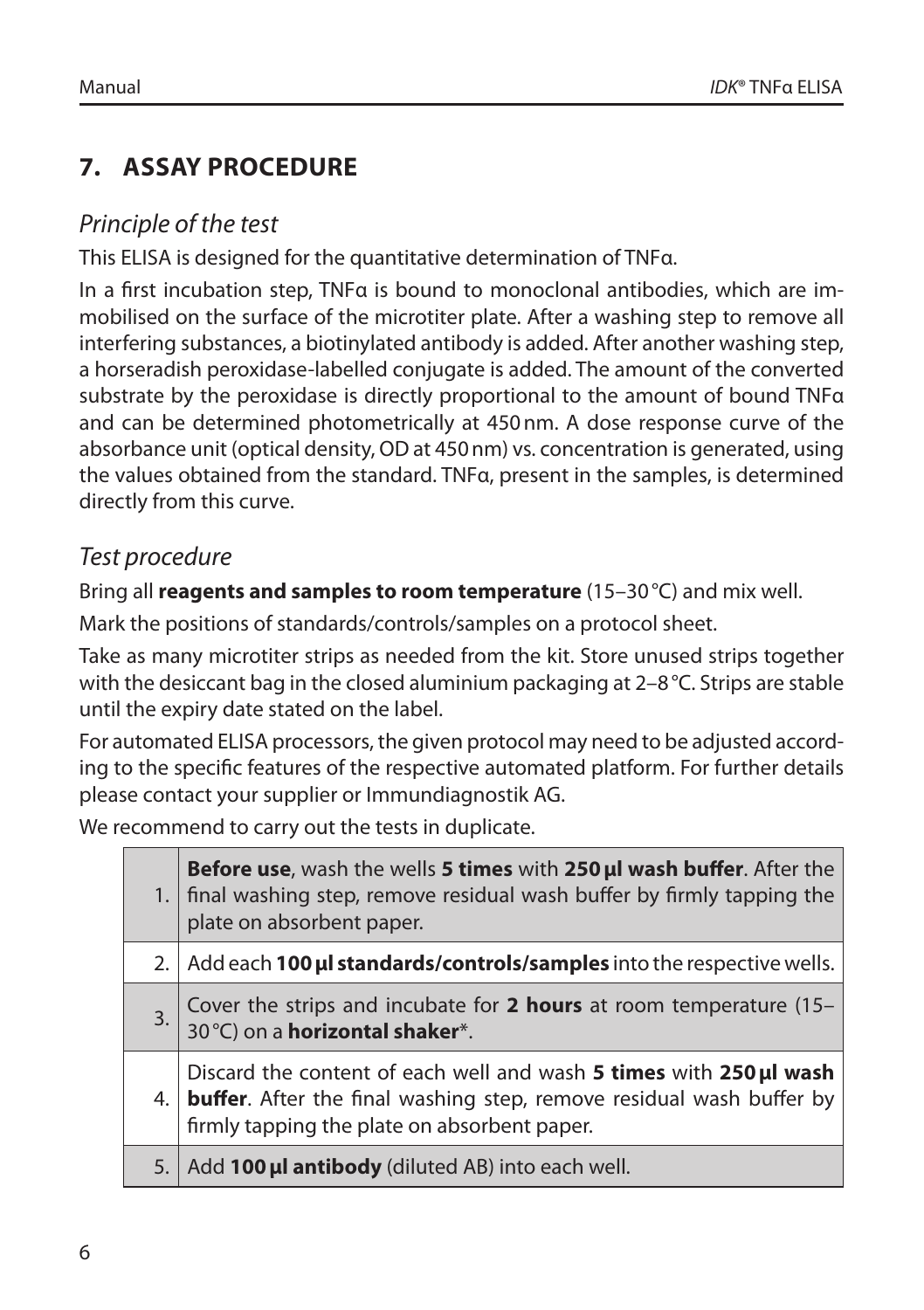## 7. ASSAY PROCEDURE

### *Principle of the test*

This ELISA is designed for the quantitative determination of TNFα.

In a first incubation step, TNFα is bound to monoclonal antibodies, which are immobilised on the surface of the microtiter plate. After a washing step to remove all interfering substances, a biotinylated antibody is added. After another washing step, a horseradish peroxidase-labelled conjugate is added. The amount of the converted substrate by the peroxidase is directly proportional to the amount of bound TNFα and can be determined photometrically at 450 nm. A dose response curve of the absorbance unit (optical density, OD at 450 nm) vs. concentration is generated, using the values obtained from the standard. TNFα, present in the samples, is determined directly from this curve.

### *Test procedure*

Bring all **reagents and samples to room temperature** (15–30 °C) and mix well.

Mark the positions of standards/controls/samples on a protocol sheet.

Take as many microtiter strips as needed from the kit. Store unused strips together with the desiccant bag in the closed aluminium packaging at 2–8 °C. Strips are stable until the expiry date stated on the label.

For automated ELISA processors, the given protocol may need to be adjusted according to the specific features of the respective automated platform. For further details please contact your supplier or Immundiagnostik AG.

We recommend to carry out the tests in duplicate.

| | |
|---|---|
| 1. | **Before use**, wash the wells **5 times** with **250 µl wash buffer**. After the final washing step, remove residual wash buffer by firmly tapping the plate on absorbent paper. |
| 2. | Add each **100 µl standards/controls/samples** into the respective wells. |
| 3. | Cover the strips and incubate for **2 hours** at room temperature (15–30 °C) on a **horizontal shaker***. |
| 4. | Discard the content of each well and wash **5 times** with **250 µl wash buffer**. After the final washing step, remove residual wash buffer by firmly tapping the plate on absorbent paper. |
| 5. | Add **100 µl antibody** (diluted AB) into each well. |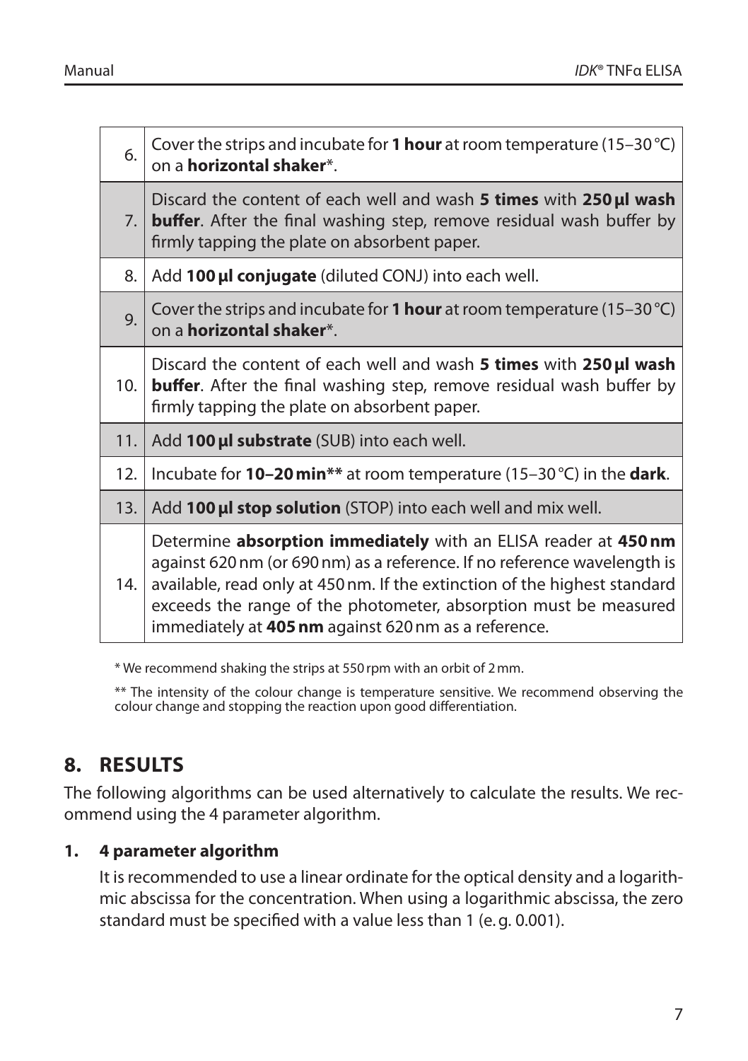| | |
|---|---|
| 6. | Cover the strips and incubate for **1 hour** at room temperature (15–30 °C) on a **horizontal shaker***. |
| 7. | Discard the content of each well and wash **5 times** with **250 µl wash buffer**. After the final washing step, remove residual wash buffer by firmly tapping the plate on absorbent paper. |
| 8. | Add **100 µl conjugate** (diluted CONJ) into each well. |
| 9. | Cover the strips and incubate for **1 hour** at room temperature (15–30 °C) on a **horizontal shaker***. |
| 10. | Discard the content of each well and wash **5 times** with **250 µl wash buffer**. After the final washing step, remove residual wash buffer by firmly tapping the plate on absorbent paper. |
| 11. | Add **100 µl substrate** (SUB) into each well. |
| 12. | Incubate for **10–20 min**** at room temperature (15–30 °C) in the **dark**. |
| 13. | Add **100 µl stop solution** (STOP) into each well and mix well. |
| 14. | Determine **absorption immediately** with an ELISA reader at **450 nm** against 620 nm (or 690 nm) as a reference. If no reference wavelength is available, read only at 450 nm. If the extinction of the highest standard exceeds the range of the photometer, absorption must be measured immediately at **405 nm** against 620 nm as a reference. |

\* We recommend shaking the strips at 550 rpm with an orbit of 2 mm.

** The intensity of the colour change is temperature sensitive. We recommend observing the colour change and stopping the reaction upon good differentiation.

## 8. RESULTS

The following algorithms can be used alternatively to calculate the results. We recommend using the 4 parameter algorithm.

### 1. 4 parameter algorithm

It is recommended to use a linear ordinate for the optical density and a logarithmic abscissa for the concentration. When using a logarithmic abscissa, the zero standard must be specified with a value less than 1 (e. g. 0.001).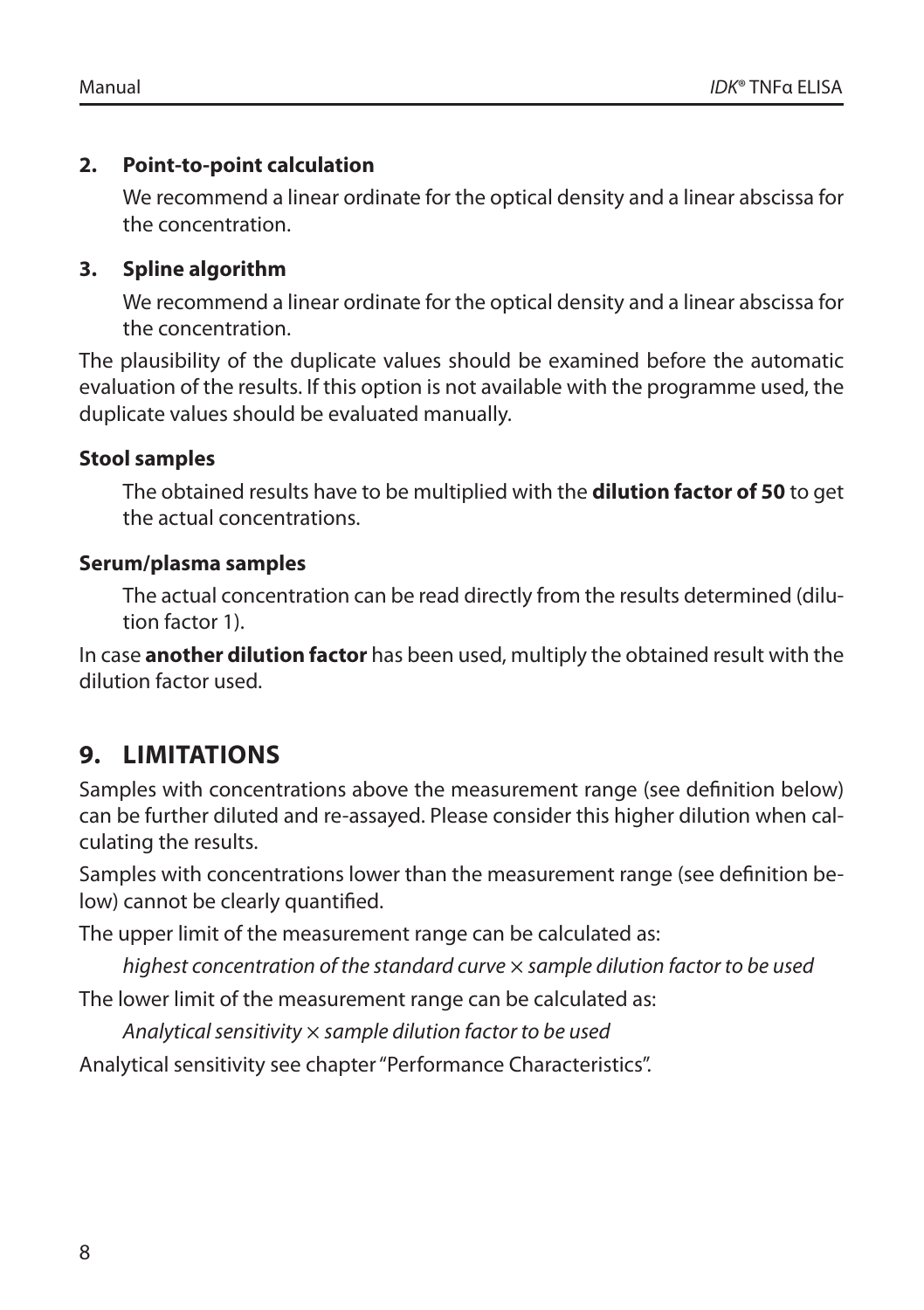**2. Point-to-point calculation**

We recommend a linear ordinate for the optical density and a linear abscissa for the concentration.

**3. Spline algorithm**

We recommend a linear ordinate for the optical density and a linear abscissa for the concentration.

The plausibility of the duplicate values should be examined before the automatic evaluation of the results. If this option is not available with the programme used, the duplicate values should be evaluated manually.

**Stool samples**

The obtained results have to be multiplied with the **dilution factor of 50** to get the actual concentrations.

**Serum/plasma samples**

The actual concentration can be read directly from the results determined (dilution factor 1).

In case **another dilution factor** has been used, multiply the obtained result with the dilution factor used.

## 9. LIMITATIONS

Samples with concentrations above the measurement range (see definition below) can be further diluted and re-assayed. Please consider this higher dilution when calculating the results.

Samples with concentrations lower than the measurement range (see definition below) cannot be clearly quantified.

The upper limit of the measurement range can be calculated as:

*highest concentration of the standard curve × sample dilution factor to be used*

The lower limit of the measurement range can be calculated as:

*Analytical sensitivity × sample dilution factor to be used*

Analytical sensitivity see chapter "Performance Characteristics".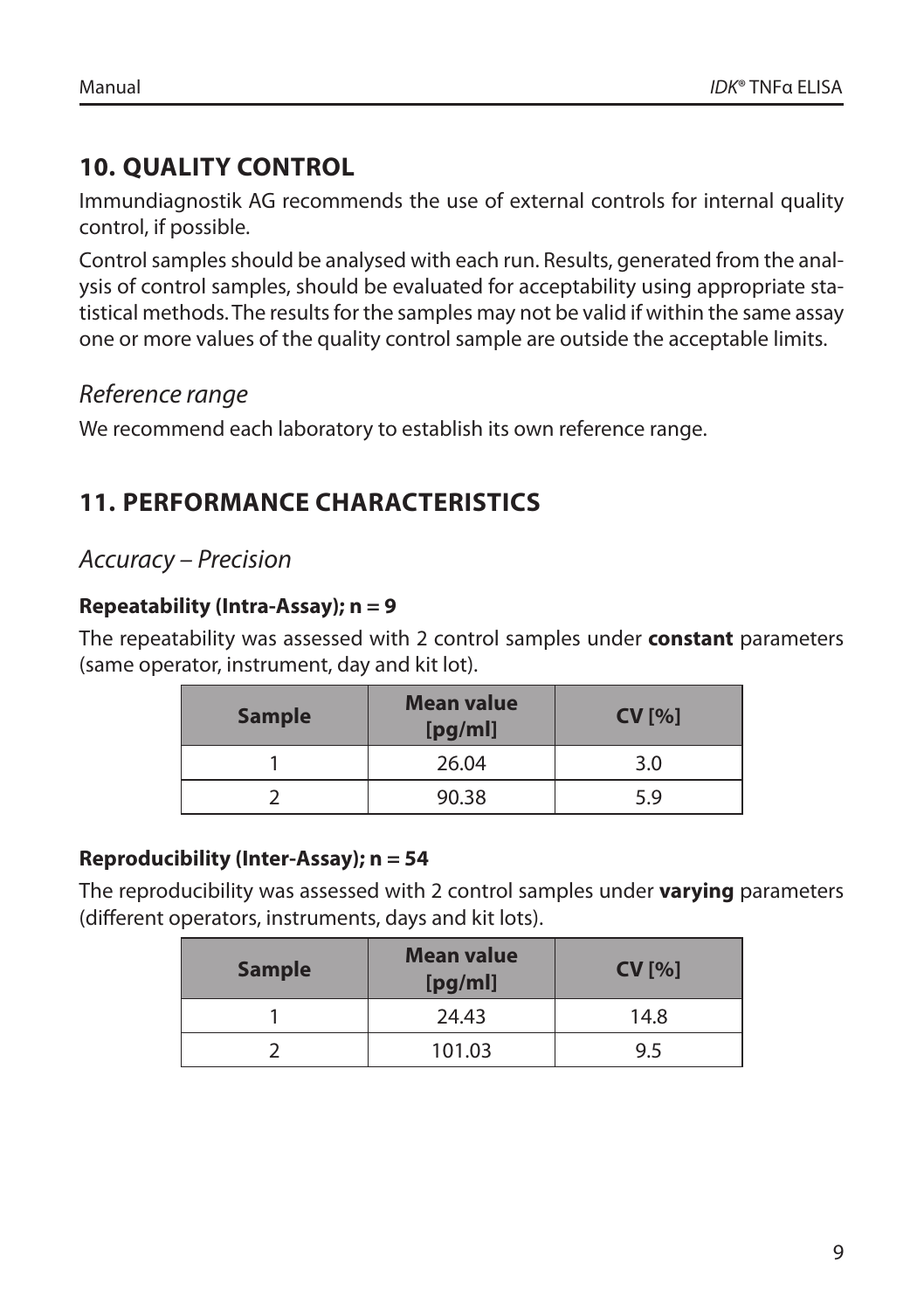## 10. QUALITY CONTROL

Immundiagnostik AG recommends the use of external controls for internal quality control, if possible.

Control samples should be analysed with each run. Results, generated from the analysis of control samples, should be evaluated for acceptability using appropriate statistical methods. The results for the samples may not be valid if within the same assay one or more values of the quality control sample are outside the acceptable limits.

### *Reference range*

We recommend each laboratory to establish its own reference range.

## 11. PERFORMANCE CHARACTERISTICS

### *Accuracy – Precision*

**Repeatability (Intra-Assay); n = 9**

The repeatability was assessed with 2 control samples under **constant** parameters (same operator, instrument, day and kit lot).

| Sample | Mean value [pg/ml] | CV [%] |
|---|---|---|
| 1 | 26.04 | 3.0 |
| 2 | 90.38 | 5.9 |

**Reproducibility (Inter-Assay); n = 54**

The reproducibility was assessed with 2 control samples under **varying** parameters (different operators, instruments, days and kit lots).

| Sample | Mean value [pg/ml] | CV [%] |
|---|---|---|
| 1 | 24.43 | 14.8 |
| 2 | 101.03 | 9.5 |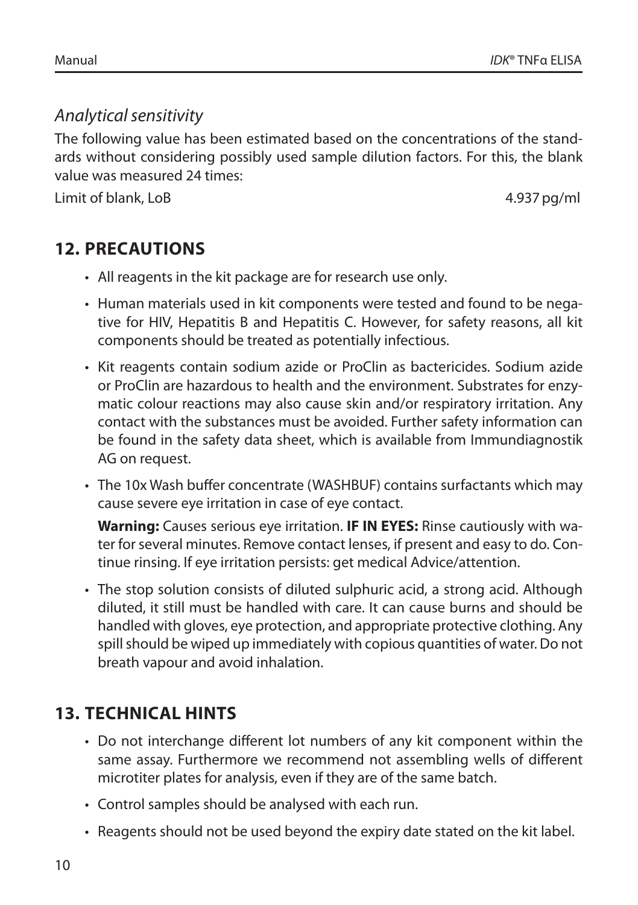### *Analytical sensitivity*

The following value has been estimated based on the concentrations of the standards without considering possibly used sample dilution factors. For this, the blank value was measured 24 times:

Limit of blank, LoB 4.937 pg/ml

## 12. PRECAUTIONS

- All reagents in the kit package are for research use only.
- Human materials used in kit components were tested and found to be negative for HIV, Hepatitis B and Hepatitis C. However, for safety reasons, all kit components should be treated as potentially infectious.
- Kit reagents contain sodium azide or ProClin as bactericides. Sodium azide or ProClin are hazardous to health and the environment. Substrates for enzymatic colour reactions may also cause skin and/or respiratory irritation. Any contact with the substances must be avoided. Further safety information can be found in the safety data sheet, which is available from Immundiagnostik AG on request.
- The 10x Wash buffer concentrate (WASHBUF) contains surfactants which may cause severe eye irritation in case of eye contact.

  **Warning:** Causes serious eye irritation. **IF IN EYES:** Rinse cautiously with water for several minutes. Remove contact lenses, if present and easy to do. Continue rinsing. If eye irritation persists: get medical Advice/attention.
- The stop solution consists of diluted sulphuric acid, a strong acid. Although diluted, it still must be handled with care. It can cause burns and should be handled with gloves, eye protection, and appropriate protective clothing. Any spill should be wiped up immediately with copious quantities of water. Do not breath vapour and avoid inhalation.

## 13. TECHNICAL HINTS

- Do not interchange different lot numbers of any kit component within the same assay. Furthermore we recommend not assembling wells of different microtiter plates for analysis, even if they are of the same batch.
- Control samples should be analysed with each run.
- Reagents should not be used beyond the expiry date stated on the kit label.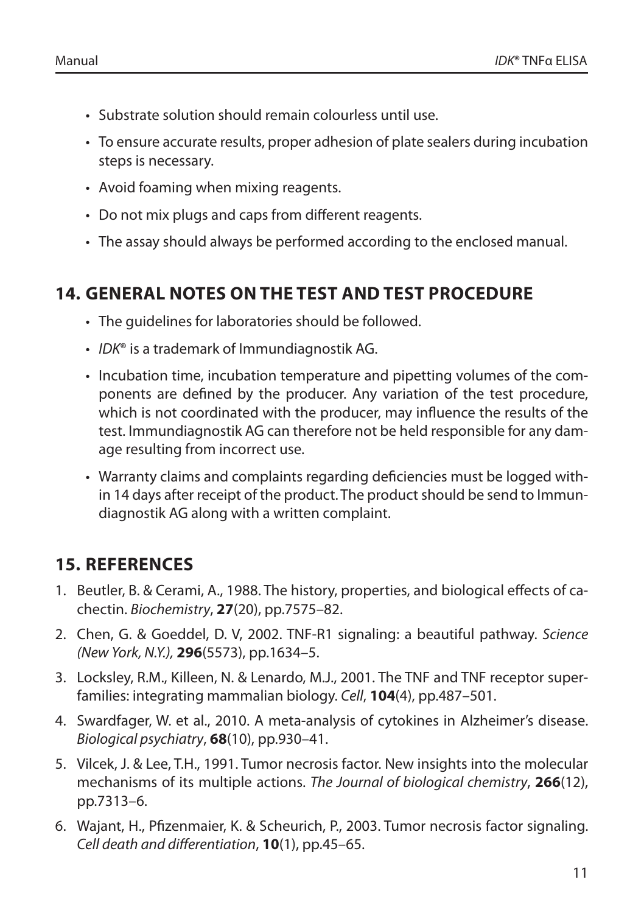- Substrate solution should remain colourless until use.
- To ensure accurate results, proper adhesion of plate sealers during incubation steps is necessary.
- Avoid foaming when mixing reagents.
- Do not mix plugs and caps from different reagents.
- The assay should always be performed according to the enclosed manual.

## 14. GENERAL NOTES ON THE TEST AND TEST PROCEDURE

- The guidelines for laboratories should be followed.
- *IDK*® is a trademark of Immundiagnostik AG.
- Incubation time, incubation temperature and pipetting volumes of the components are defined by the producer. Any variation of the test procedure, which is not coordinated with the producer, may influence the results of the test. Immundiagnostik AG can therefore not be held responsible for any damage resulting from incorrect use.
- Warranty claims and complaints regarding deficiencies must be logged within 14 days after receipt of the product. The product should be send to Immundiagnostik AG along with a written complaint.

## 15. REFERENCES

1. Beutler, B. & Cerami, A., 1988. The history, properties, and biological effects of cachectin. *Biochemistry*, **27**(20), pp.7575–82.
2. Chen, G. & Goeddel, D. V, 2002. TNF-R1 signaling: a beautiful pathway. *Science (New York, N.Y.),* **296**(5573), pp.1634–5.
3. Locksley, R.M., Killeen, N. & Lenardo, M.J., 2001. The TNF and TNF receptor superfamilies: integrating mammalian biology. *Cell*, **104**(4), pp.487–501.
4. Swardfager, W. et al., 2010. A meta-analysis of cytokines in Alzheimer's disease. *Biological psychiatry*, **68**(10), pp.930–41.
5. Vilcek, J. & Lee, T.H., 1991. Tumor necrosis factor. New insights into the molecular mechanisms of its multiple actions. *The Journal of biological chemistry*, **266**(12), pp.7313–6.
6. Wajant, H., Pfizenmaier, K. & Scheurich, P., 2003. Tumor necrosis factor signaling. *Cell death and differentiation*, **10**(1), pp.45–65.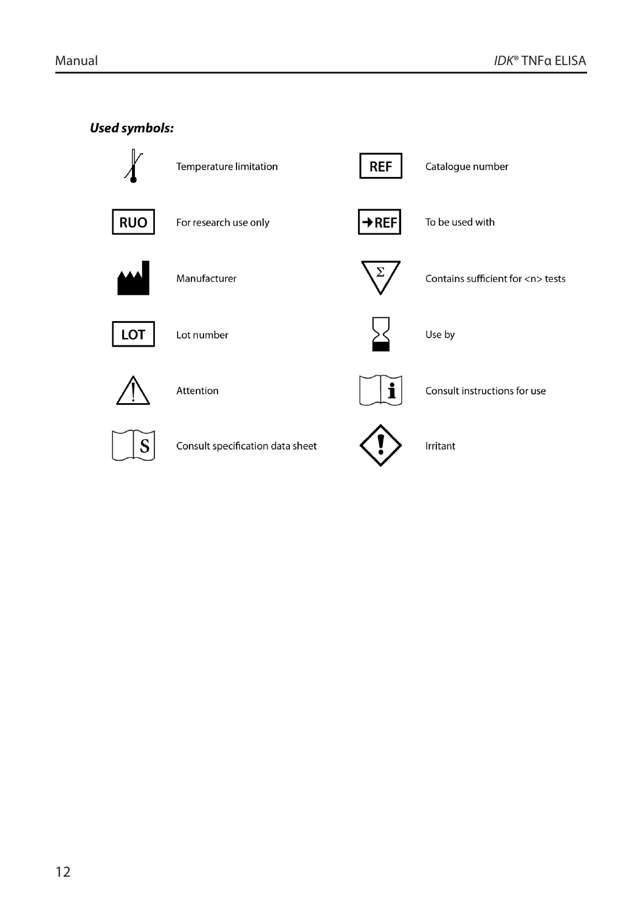## *Used symbols:*

| | | | |
|---|---|---|---|
| | Temperature limitation | REF | Catalogue number |
| RUO | For research use only | →REF | To be used with |
| | Manufacturer | Σ | Contains sufficient for <n> tests |
| LOT | Lot number | | Use by |
| | Attention | i | Consult instructions for use |
| S | Consult specification data sheet | ! | Irritant |